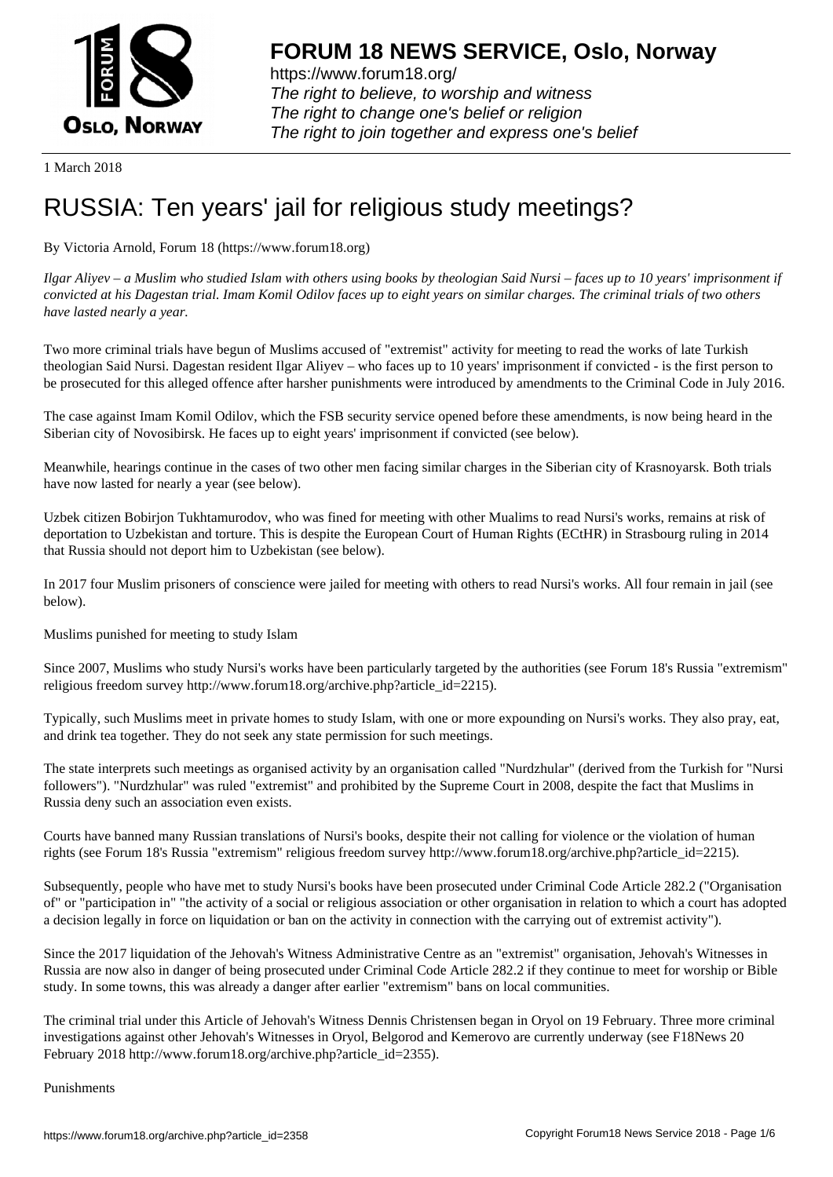# FORUM 18 NEWS SERVICE, Oslo, Norway

https://www.forum18.org/
*The right to believe, to worship and witness*
*The right to change one's belief or religion*
*The right to join together and express one's belief*

1 March 2018

# RUSSIA: Ten years' jail for religious study meetings?

By Victoria Arnold, Forum 18 (https://www.forum18.org)

*Ilgar Aliyev – a Muslim who studied Islam with others using books by theologian Said Nursi – faces up to 10 years' imprisonment if convicted at his Dagestan trial. Imam Komil Odilov faces up to eight years on similar charges. The criminal trials of two others have lasted nearly a year.*

Two more criminal trials have begun of Muslims accused of "extremist" activity for meeting to read the works of late Turkish theologian Said Nursi. Dagestan resident Ilgar Aliyev – who faces up to 10 years' imprisonment if convicted - is the first person to be prosecuted for this alleged offence after harsher punishments were introduced by amendments to the Criminal Code in July 2016.

The case against Imam Komil Odilov, which the FSB security service opened before these amendments, is now being heard in the Siberian city of Novosibirsk. He faces up to eight years' imprisonment if convicted (see below).

Meanwhile, hearings continue in the cases of two other men facing similar charges in the Siberian city of Krasnoyarsk. Both trials have now lasted for nearly a year (see below).

Uzbek citizen Bobirjon Tukhtamurodov, who was fined for meeting with other Mualims to read Nursi's works, remains at risk of deportation to Uzbekistan and torture. This is despite the European Court of Human Rights (ECtHR) in Strasbourg ruling in 2014 that Russia should not deport him to Uzbekistan (see below).

In 2017 four Muslim prisoners of conscience were jailed for meeting with others to read Nursi's works. All four remain in jail (see below).

Muslims punished for meeting to study Islam

Since 2007, Muslims who study Nursi's works have been particularly targeted by the authorities (see Forum 18's Russia "extremism" religious freedom survey http://www.forum18.org/archive.php?article_id=2215).

Typically, such Muslims meet in private homes to study Islam, with one or more expounding on Nursi's works. They also pray, eat, and drink tea together. They do not seek any state permission for such meetings.

The state interprets such meetings as organised activity by an organisation called "Nurdzhular" (derived from the Turkish for "Nursi followers"). "Nurdzhular" was ruled "extremist" and prohibited by the Supreme Court in 2008, despite the fact that Muslims in Russia deny such an association even exists.

Courts have banned many Russian translations of Nursi's books, despite their not calling for violence or the violation of human rights (see Forum 18's Russia "extremism" religious freedom survey http://www.forum18.org/archive.php?article_id=2215).

Subsequently, people who have met to study Nursi's books have been prosecuted under Criminal Code Article 282.2 ("Organisation of" or "participation in" "the activity of a social or religious association or other organisation in relation to which a court has adopted a decision legally in force on liquidation or ban on the activity in connection with the carrying out of extremist activity").

Since the 2017 liquidation of the Jehovah's Witness Administrative Centre as an "extremist" organisation, Jehovah's Witnesses in Russia are now also in danger of being prosecuted under Criminal Code Article 282.2 if they continue to meet for worship or Bible study. In some towns, this was already a danger after earlier "extremism" bans on local communities.

The criminal trial under this Article of Jehovah's Witness Dennis Christensen began in Oryol on 19 February. Three more criminal investigations against other Jehovah's Witnesses in Oryol, Belgorod and Kemerovo are currently underway (see F18News 20 February 2018 http://www.forum18.org/archive.php?article_id=2355).

Punishments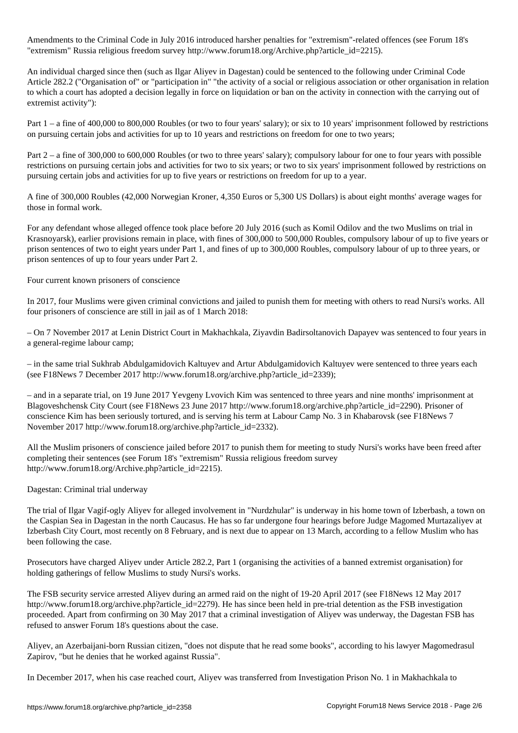Amendments to the Criminal Code in July 2016 introduced harsher penalties for "extremism"-related offences (see Forum 18's "extremism" Russia religious freedom survey http://www.forum18.org/Archive.php?article_id=2215).

An individual charged since then (such as Ilgar Aliyev in Dagestan) could be sentenced to the following under Criminal Code Article 282.2 ("Organisation of" or "participation in" "the activity of a social or religious association or other organisation in relation to which a court has adopted a decision legally in force on liquidation or ban on the activity in connection with the carrying out of extremist activity"):

Part 1 – a fine of 400,000 to 800,000 Roubles (or two to four years' salary); or six to 10 years' imprisonment followed by restrictions on pursuing certain jobs and activities for up to 10 years and restrictions on freedom for one to two years;

Part 2 – a fine of 300,000 to 600,000 Roubles (or two to three years' salary); compulsory labour for one to four years with possible restrictions on pursuing certain jobs and activities for two to six years; or two to six years' imprisonment followed by restrictions on pursuing certain jobs and activities for up to five years or restrictions on freedom for up to a year.

A fine of 300,000 Roubles (42,000 Norwegian Kroner, 4,350 Euros or 5,300 US Dollars) is about eight months' average wages for those in formal work.

For any defendant whose alleged offence took place before 20 July 2016 (such as Komil Odilov and the two Muslims on trial in Krasnoyarsk), earlier provisions remain in place, with fines of 300,000 to 500,000 Roubles, compulsory labour of up to five years or prison sentences of two to eight years under Part 1, and fines of up to 300,000 Roubles, compulsory labour of up to three years, or prison sentences of up to four years under Part 2.

## Four current known prisoners of conscience

In 2017, four Muslims were given criminal convictions and jailed to punish them for meeting with others to read Nursi's works. All four prisoners of conscience are still in jail as of 1 March 2018:

– On 7 November 2017 at Lenin District Court in Makhachkala, Ziyavdin Badirsoltanovich Dapayev was sentenced to four years in a general-regime labour camp;

– in the same trial Sukhrab Abdulgamidovich Kaltuyev and Artur Abdulgamidovich Kaltuyev were sentenced to three years each (see F18News 7 December 2017 http://www.forum18.org/archive.php?article_id=2339);

– and in a separate trial, on 19 June 2017 Yevgeny Lvovich Kim was sentenced to three years and nine months' imprisonment at Blagoveshchensk City Court (see F18News 23 June 2017 http://www.forum18.org/archive.php?article_id=2290). Prisoner of conscience Kim has been seriously tortured, and is serving his term at Labour Camp No. 3 in Khabarovsk (see F18News 7 November 2017 http://www.forum18.org/archive.php?article_id=2332).

All the Muslim prisoners of conscience jailed before 2017 to punish them for meeting to study Nursi's works have been freed after completing their sentences (see Forum 18's "extremism" Russia religious freedom survey http://www.forum18.org/Archive.php?article_id=2215).

## Dagestan: Criminal trial underway

The trial of Ilgar Vagif-ogly Aliyev for alleged involvement in "Nurdzhular" is underway in his home town of Izberbash, a town on the Caspian Sea in Dagestan in the north Caucasus. He has so far undergone four hearings before Judge Magomed Murtazaliyev at Izberbash City Court, most recently on 8 February, and is next due to appear on 13 March, according to a fellow Muslim who has been following the case.

Prosecutors have charged Aliyev under Article 282.2, Part 1 (organising the activities of a banned extremist organisation) for holding gatherings of fellow Muslims to study Nursi's works.

The FSB security service arrested Aliyev during an armed raid on the night of 19-20 April 2017 (see F18News 12 May 2017 http://www.forum18.org/archive.php?article_id=2279). He has since been held in pre-trial detention as the FSB investigation proceeded. Apart from confirming on 30 May 2017 that a criminal investigation of Aliyev was underway, the Dagestan FSB has refused to answer Forum 18's questions about the case.

Aliyev, an Azerbaijani-born Russian citizen, "does not dispute that he read some books", according to his lawyer Magomedrasul Zapirov, "but he denies that he worked against Russia".

In December 2017, when his case reached court, Aliyev was transferred from Investigation Prison No. 1 in Makhachkala to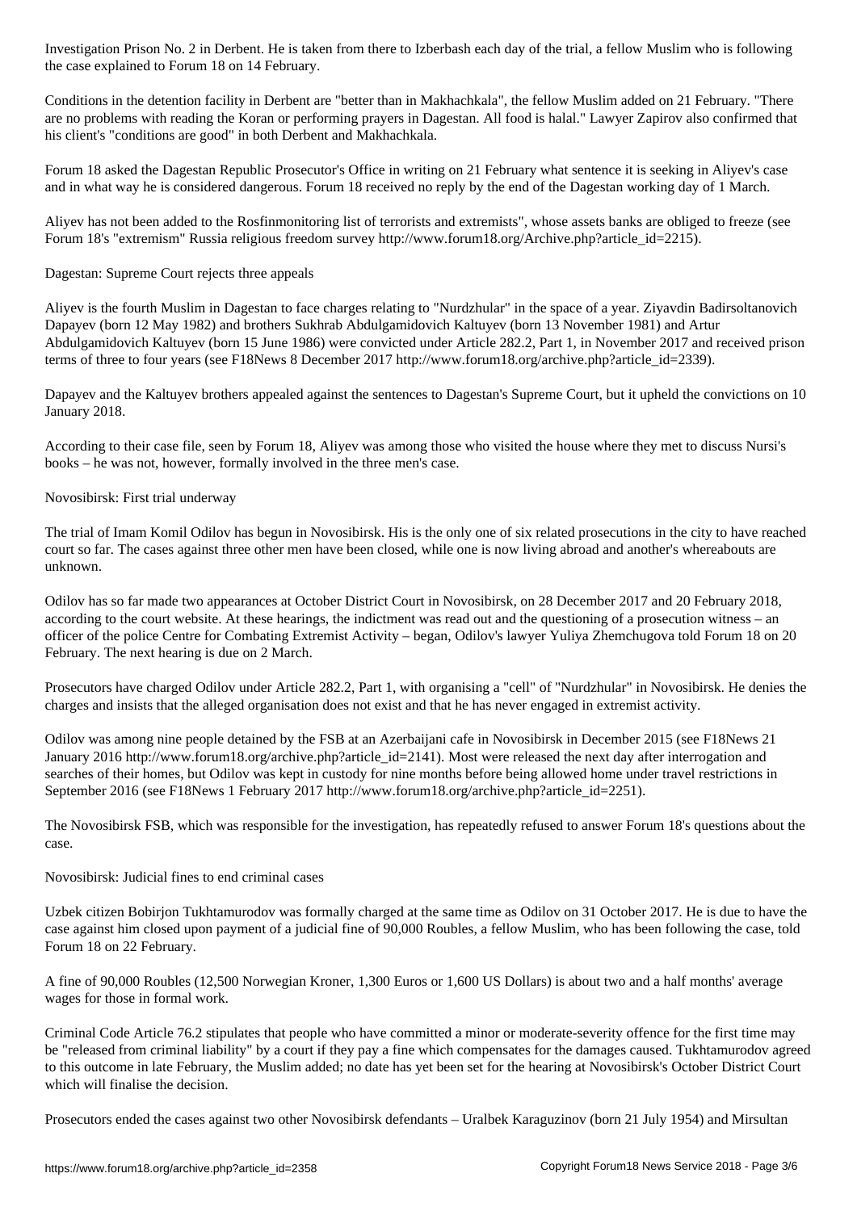Investigation Prison No. 2 in Derbent. He is taken from there to Izberbash each day of the trial, a fellow Muslim who is following the case explained to Forum 18 on 14 February.

Conditions in the detention facility in Derbent are "better than in Makhachkala", the fellow Muslim added on 21 February. "There are no problems with reading the Koran or performing prayers in Dagestan. All food is halal." Lawyer Zapirov also confirmed that his client's "conditions are good" in both Derbent and Makhachkala.

Forum 18 asked the Dagestan Republic Prosecutor's Office in writing on 21 February what sentence it is seeking in Aliyev's case and in what way he is considered dangerous. Forum 18 received no reply by the end of the Dagestan working day of 1 March.

Aliyev has not been added to the Rosfinmonitoring list of terrorists and extremists", whose assets banks are obliged to freeze (see Forum 18's "extremism" Russia religious freedom survey http://www.forum18.org/Archive.php?article_id=2215).

## Dagestan: Supreme Court rejects three appeals

Aliyev is the fourth Muslim in Dagestan to face charges relating to "Nurdzhular" in the space of a year. Ziyavdin Badirsoltanovich Dapayev (born 12 May 1982) and brothers Sukhrab Abdulgamidovich Kaltuyev (born 13 November 1981) and Artur Abdulgamidovich Kaltuyev (born 15 June 1986) were convicted under Article 282.2, Part 1, in November 2017 and received prison terms of three to four years (see F18News 8 December 2017 http://www.forum18.org/archive.php?article_id=2339).

Dapayev and the Kaltuyev brothers appealed against the sentences to Dagestan's Supreme Court, but it upheld the convictions on 10 January 2018.

According to their case file, seen by Forum 18, Aliyev was among those who visited the house where they met to discuss Nursi's books – he was not, however, formally involved in the three men's case.

## Novosibirsk: First trial underway

The trial of Imam Komil Odilov has begun in Novosibirsk. His is the only one of six related prosecutions in the city to have reached court so far. The cases against three other men have been closed, while one is now living abroad and another's whereabouts are unknown.

Odilov has so far made two appearances at October District Court in Novosibirsk, on 28 December 2017 and 20 February 2018, according to the court website. At these hearings, the indictment was read out and the questioning of a prosecution witness – an officer of the police Centre for Combating Extremist Activity – began, Odilov's lawyer Yuliya Zhemchugova told Forum 18 on 20 February. The next hearing is due on 2 March.

Prosecutors have charged Odilov under Article 282.2, Part 1, with organising a "cell" of "Nurdzhular" in Novosibirsk. He denies the charges and insists that the alleged organisation does not exist and that he has never engaged in extremist activity.

Odilov was among nine people detained by the FSB at an Azerbaijani cafe in Novosibirsk in December 2015 (see F18News 21 January 2016 http://www.forum18.org/archive.php?article_id=2141). Most were released the next day after interrogation and searches of their homes, but Odilov was kept in custody for nine months before being allowed home under travel restrictions in September 2016 (see F18News 1 February 2017 http://www.forum18.org/archive.php?article_id=2251).

The Novosibirsk FSB, which was responsible for the investigation, has repeatedly refused to answer Forum 18's questions about the case.

## Novosibirsk: Judicial fines to end criminal cases

Uzbek citizen Bobirjon Tukhtamurodov was formally charged at the same time as Odilov on 31 October 2017. He is due to have the case against him closed upon payment of a judicial fine of 90,000 Roubles, a fellow Muslim, who has been following the case, told Forum 18 on 22 February.

A fine of 90,000 Roubles (12,500 Norwegian Kroner, 1,300 Euros or 1,600 US Dollars) is about two and a half months' average wages for those in formal work.

Criminal Code Article 76.2 stipulates that people who have committed a minor or moderate-severity offence for the first time may be "released from criminal liability" by a court if they pay a fine which compensates for the damages caused. Tukhtamurodov agreed to this outcome in late February, the Muslim added; no date has yet been set for the hearing at Novosibirsk's October District Court which will finalise the decision.

Prosecutors ended the cases against two other Novosibirsk defendants – Uralbek Karaguzinov (born 21 July 1954) and Mirsultan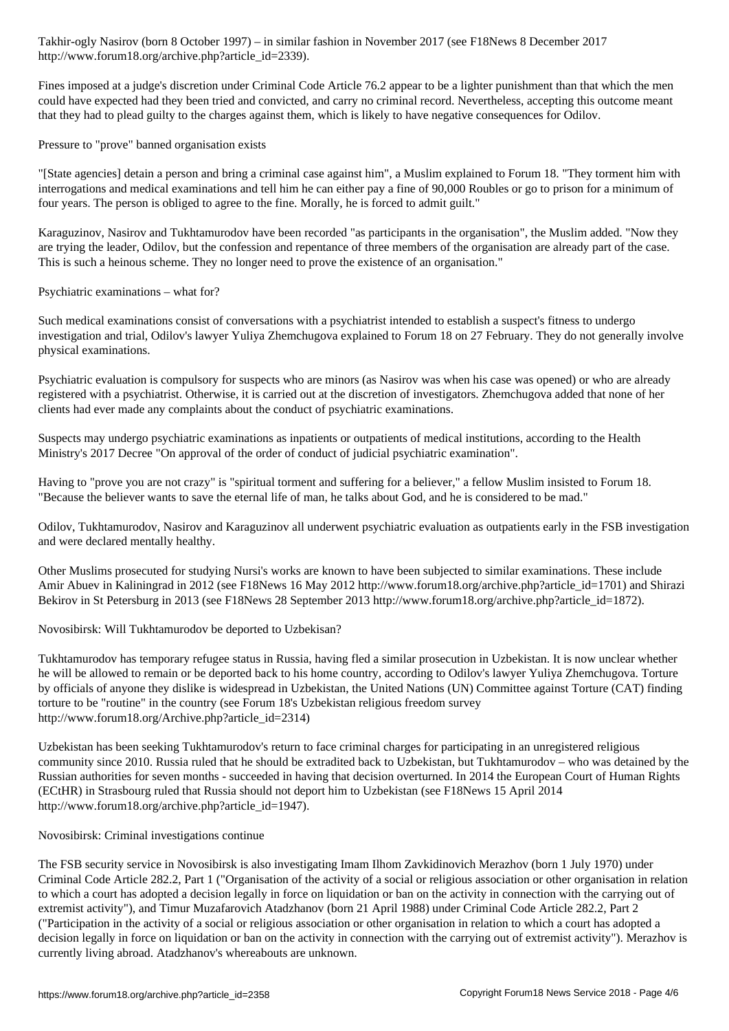Takhir-ogly Nasirov (born 8 October 1997) – in similar fashion in November 2017 (see F18News 8 December 2017 http://www.forum18.org/archive.php?article_id=2339).

Fines imposed at a judge's discretion under Criminal Code Article 76.2 appear to be a lighter punishment than that which the men could have expected had they been tried and convicted, and carry no criminal record. Nevertheless, accepting this outcome meant that they had to plead guilty to the charges against them, which is likely to have negative consequences for Odilov.

## Pressure to "prove" banned organisation exists

"[State agencies] detain a person and bring a criminal case against him", a Muslim explained to Forum 18. "They torment him with interrogations and medical examinations and tell him he can either pay a fine of 90,000 Roubles or go to prison for a minimum of four years. The person is obliged to agree to the fine. Morally, he is forced to admit guilt."

Karaguzinov, Nasirov and Tukhtamurodov have been recorded "as participants in the organisation", the Muslim added. "Now they are trying the leader, Odilov, but the confession and repentance of three members of the organisation are already part of the case. This is such a heinous scheme. They no longer need to prove the existence of an organisation."

## Psychiatric examinations – what for?

Such medical examinations consist of conversations with a psychiatrist intended to establish a suspect's fitness to undergo investigation and trial, Odilov's lawyer Yuliya Zhemchugova explained to Forum 18 on 27 February. They do not generally involve physical examinations.

Psychiatric evaluation is compulsory for suspects who are minors (as Nasirov was when his case was opened) or who are already registered with a psychiatrist. Otherwise, it is carried out at the discretion of investigators. Zhemchugova added that none of her clients had ever made any complaints about the conduct of psychiatric examinations.

Suspects may undergo psychiatric examinations as inpatients or outpatients of medical institutions, according to the Health Ministry's 2017 Decree "On approval of the order of conduct of judicial psychiatric examination".

Having to "prove you are not crazy" is "spiritual torment and suffering for a believer," a fellow Muslim insisted to Forum 18. "Because the believer wants to save the eternal life of man, he talks about God, and he is considered to be mad."

Odilov, Tukhtamurodov, Nasirov and Karaguzinov all underwent psychiatric evaluation as outpatients early in the FSB investigation and were declared mentally healthy.

Other Muslims prosecuted for studying Nursi's works are known to have been subjected to similar examinations. These include Amir Abuev in Kaliningrad in 2012 (see F18News 16 May 2012 http://www.forum18.org/archive.php?article_id=1701) and Shirazi Bekirov in St Petersburg in 2013 (see F18News 28 September 2013 http://www.forum18.org/archive.php?article_id=1872).

## Novosibirsk: Will Tukhtamurodov be deported to Uzbekisan?

Tukhtamurodov has temporary refugee status in Russia, having fled a similar prosecution in Uzbekistan. It is now unclear whether he will be allowed to remain or be deported back to his home country, according to Odilov's lawyer Yuliya Zhemchugova. Torture by officials of anyone they dislike is widespread in Uzbekistan, the United Nations (UN) Committee against Torture (CAT) finding torture to be "routine" in the country (see Forum 18's Uzbekistan religious freedom survey http://www.forum18.org/Archive.php?article_id=2314)

Uzbekistan has been seeking Tukhtamurodov's return to face criminal charges for participating in an unregistered religious community since 2010. Russia ruled that he should be extradited back to Uzbekistan, but Tukhtamurodov – who was detained by the Russian authorities for seven months - succeeded in having that decision overturned. In 2014 the European Court of Human Rights (ECtHR) in Strasbourg ruled that Russia should not deport him to Uzbekistan (see F18News 15 April 2014 http://www.forum18.org/archive.php?article_id=1947).

## Novosibirsk: Criminal investigations continue

The FSB security service in Novosibirsk is also investigating Imam Ilhom Zavkidinovich Merazhov (born 1 July 1970) under Criminal Code Article 282.2, Part 1 ("Organisation of the activity of a social or religious association or other organisation in relation to which a court has adopted a decision legally in force on liquidation or ban on the activity in connection with the carrying out of extremist activity"), and Timur Muzafarovich Atadzhanov (born 21 April 1988) under Criminal Code Article 282.2, Part 2 ("Participation in the activity of a social or religious association or other organisation in relation to which a court has adopted a decision legally in force on liquidation or ban on the activity in connection with the carrying out of extremist activity"). Merazhov is currently living abroad. Atadzhanov's whereabouts are unknown.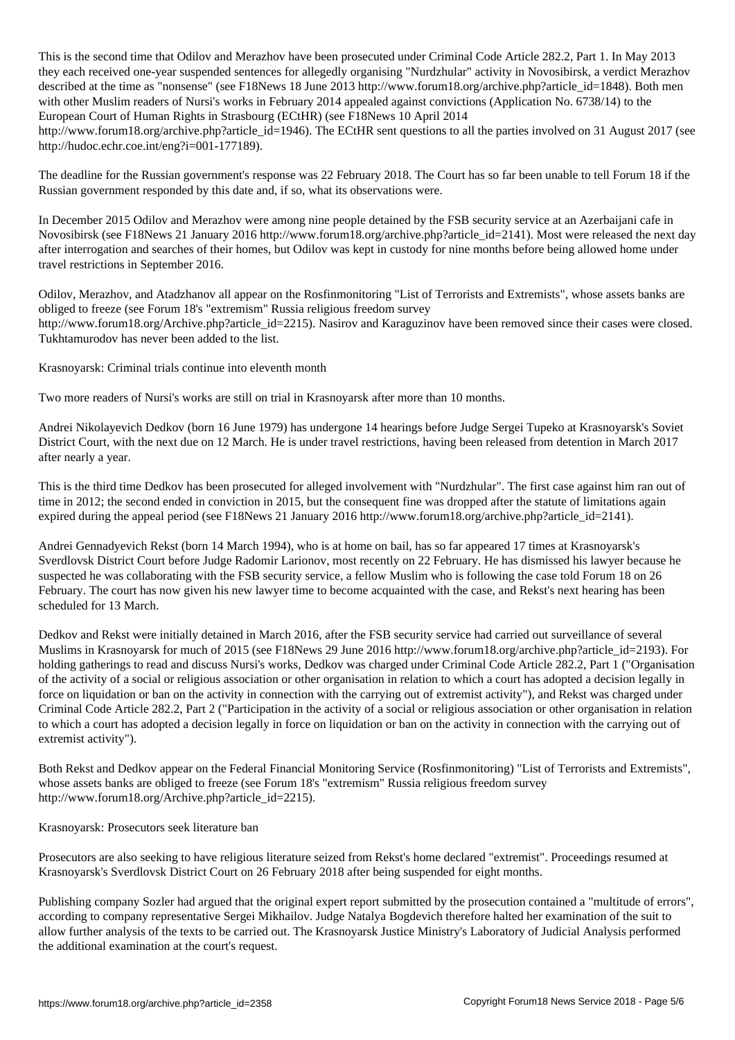This is the second time that Odilov and Merazhov have been prosecuted under Criminal Code Article 282.2, Part 1. In May 2013 they each received one-year suspended sentences for allegedly organising "Nurdzhular" activity in Novosibirsk, a verdict Merazhov described at the time as "nonsense" (see F18News 18 June 2013 http://www.forum18.org/archive.php?article_id=1848). Both men with other Muslim readers of Nursi's works in February 2014 appealed against convictions (Application No. 6738/14) to the European Court of Human Rights in Strasbourg (ECtHR) (see F18News 10 April 2014 http://www.forum18.org/archive.php?article_id=1946). The ECtHR sent questions to all the parties involved on 31 August 2017 (see http://hudoc.echr.coe.int/eng?i=001-177189).

The deadline for the Russian government's response was 22 February 2018. The Court has so far been unable to tell Forum 18 if the Russian government responded by this date and, if so, what its observations were.

In December 2015 Odilov and Merazhov were among nine people detained by the FSB security service at an Azerbaijani cafe in Novosibirsk (see F18News 21 January 2016 http://www.forum18.org/archive.php?article_id=2141). Most were released the next day after interrogation and searches of their homes, but Odilov was kept in custody for nine months before being allowed home under travel restrictions in September 2016.

Odilov, Merazhov, and Atadzhanov all appear on the Rosfinmonitoring "List of Terrorists and Extremists", whose assets banks are obliged to freeze (see Forum 18's "extremism" Russia religious freedom survey http://www.forum18.org/Archive.php?article_id=2215). Nasirov and Karaguzinov have been removed since their cases were closed. Tukhtamurodov has never been added to the list.

Krasnoyarsk: Criminal trials continue into eleventh month

Two more readers of Nursi's works are still on trial in Krasnoyarsk after more than 10 months.

Andrei Nikolayevich Dedkov (born 16 June 1979) has undergone 14 hearings before Judge Sergei Tupeko at Krasnoyarsk's Soviet District Court, with the next due on 12 March. He is under travel restrictions, having been released from detention in March 2017 after nearly a year.

This is the third time Dedkov has been prosecuted for alleged involvement with "Nurdzhular". The first case against him ran out of time in 2012; the second ended in conviction in 2015, but the consequent fine was dropped after the statute of limitations again expired during the appeal period (see F18News 21 January 2016 http://www.forum18.org/archive.php?article_id=2141).

Andrei Gennadyevich Rekst (born 14 March 1994), who is at home on bail, has so far appeared 17 times at Krasnoyarsk's Sverdlovsk District Court before Judge Radomir Larionov, most recently on 22 February. He has dismissed his lawyer because he suspected he was collaborating with the FSB security service, a fellow Muslim who is following the case told Forum 18 on 26 February. The court has now given his new lawyer time to become acquainted with the case, and Rekst's next hearing has been scheduled for 13 March.

Dedkov and Rekst were initially detained in March 2016, after the FSB security service had carried out surveillance of several Muslims in Krasnoyarsk for much of 2015 (see F18News 29 June 2016 http://www.forum18.org/archive.php?article_id=2193). For holding gatherings to read and discuss Nursi's works, Dedkov was charged under Criminal Code Article 282.2, Part 1 ("Organisation of the activity of a social or religious association or other organisation in relation to which a court has adopted a decision legally in force on liquidation or ban on the activity in connection with the carrying out of extremist activity"), and Rekst was charged under Criminal Code Article 282.2, Part 2 ("Participation in the activity of a social or religious association or other organisation in relation to which a court has adopted a decision legally in force on liquidation or ban on the activity in connection with the carrying out of extremist activity").

Both Rekst and Dedkov appear on the Federal Financial Monitoring Service (Rosfinmonitoring) "List of Terrorists and Extremists", whose assets banks are obliged to freeze (see Forum 18's "extremism" Russia religious freedom survey http://www.forum18.org/Archive.php?article_id=2215).

Krasnoyarsk: Prosecutors seek literature ban

Prosecutors are also seeking to have religious literature seized from Rekst's home declared "extremist". Proceedings resumed at Krasnoyarsk's Sverdlovsk District Court on 26 February 2018 after being suspended for eight months.

Publishing company Sozler had argued that the original expert report submitted by the prosecution contained a "multitude of errors", according to company representative Sergei Mikhailov. Judge Natalya Bogdevich therefore halted her examination of the suit to allow further analysis of the texts to be carried out. The Krasnoyarsk Justice Ministry's Laboratory of Judicial Analysis performed the additional examination at the court's request.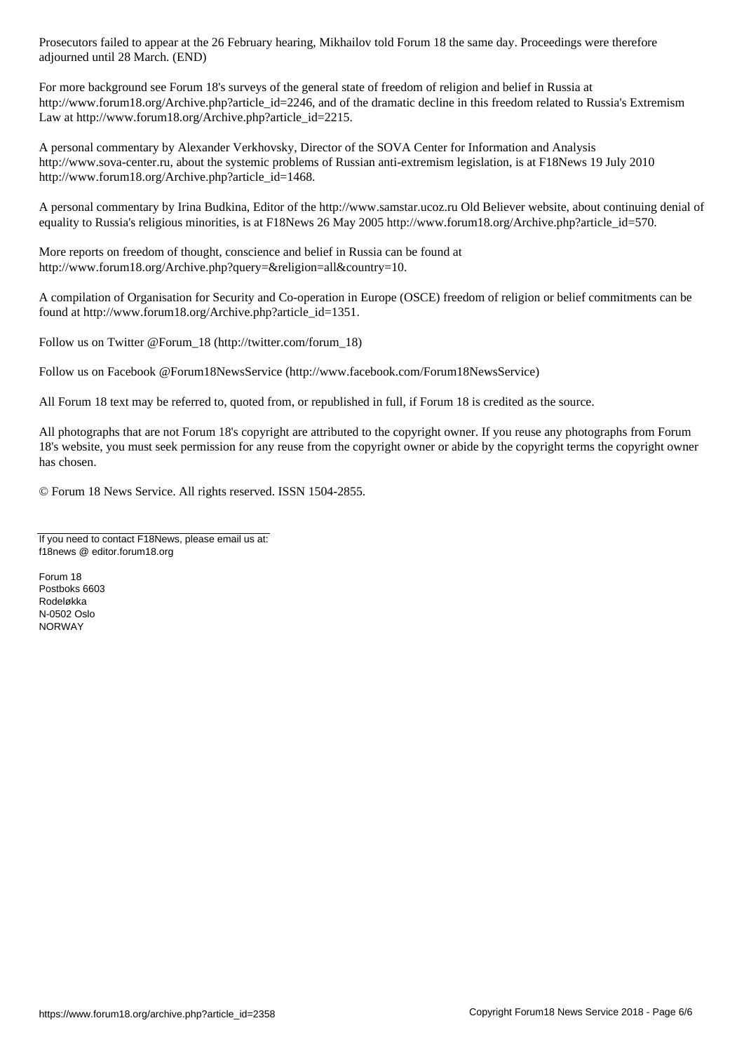Prosecutors failed to appear at the 26 February hearing, Mikhailov told Forum 18 the same day. Proceedings were therefore adjourned until 28 March. (END)

For more background see Forum 18's surveys of the general state of freedom of religion and belief in Russia at http://www.forum18.org/Archive.php?article_id=2246, and of the dramatic decline in this freedom related to Russia's Extremism Law at http://www.forum18.org/Archive.php?article_id=2215.

A personal commentary by Alexander Verkhovsky, Director of the SOVA Center for Information and Analysis http://www.sova-center.ru, about the systemic problems of Russian anti-extremism legislation, is at F18News 19 July 2010 http://www.forum18.org/Archive.php?article_id=1468.

A personal commentary by Irina Budkina, Editor of the http://www.samstar.ucoz.ru Old Believer website, about continuing denial of equality to Russia's religious minorities, is at F18News 26 May 2005 http://www.forum18.org/Archive.php?article_id=570.

More reports on freedom of thought, conscience and belief in Russia can be found at http://www.forum18.org/Archive.php?query=&religion=all&country=10.

A compilation of Organisation for Security and Co-operation in Europe (OSCE) freedom of religion or belief commitments can be found at http://www.forum18.org/Archive.php?article_id=1351.

Follow us on Twitter @Forum_18 (http://twitter.com/forum_18)

Follow us on Facebook @Forum18NewsService (http://www.facebook.com/Forum18NewsService)

All Forum 18 text may be referred to, quoted from, or republished in full, if Forum 18 is credited as the source.

All photographs that are not Forum 18's copyright are attributed to the copyright owner. If you reuse any photographs from Forum 18's website, you must seek permission for any reuse from the copyright owner or abide by the copyright terms the copyright owner has chosen.

© Forum 18 News Service. All rights reserved. ISSN 1504-2855.

---

If you need to contact F18News, please email us at:
f18news @ editor.forum18.org

Forum 18
Postboks 6603
Rodeløkka
N-0502 Oslo
NORWAY